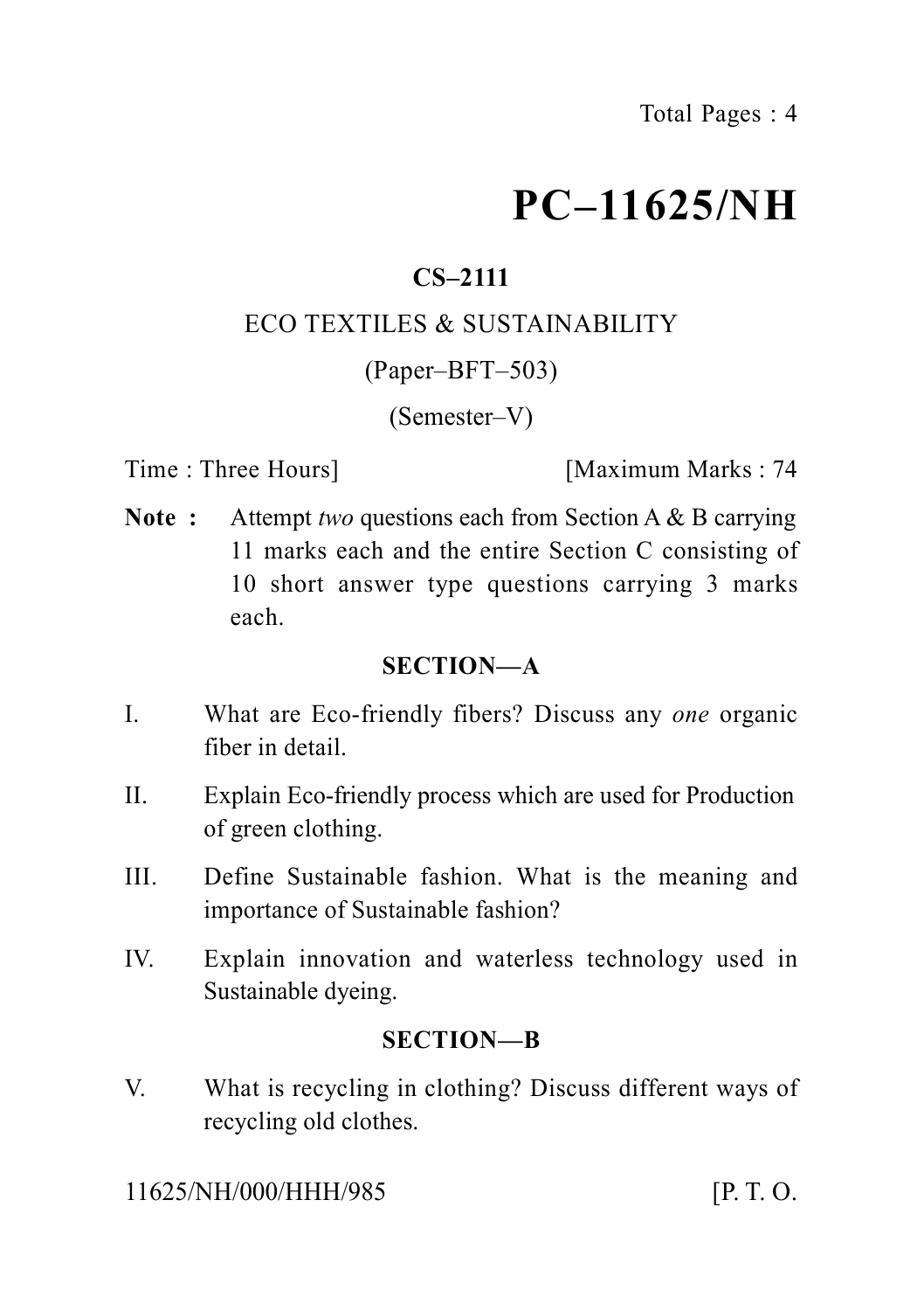# PC–11625/NH

**CS–2111**

ECO TEXTILES & SUSTAINABILITY

(Paper–BFT–503)

(Semester–V)

Time : Three Hours] [Maximum Marks : 74

**Note :** Attempt *two* questions each from Section A & B carrying 11 marks each and the entire Section C consisting of 10 short answer type questions carrying 3 marks each.

## SECTION—A

I. What are Eco-friendly fibers? Discuss any *one* organic fiber in detail.

II. Explain Eco-friendly process which are used for Production of green clothing.

III. Define Sustainable fashion. What is the meaning and importance of Sustainable fashion?

IV. Explain innovation and waterless technology used in Sustainable dyeing.

## SECTION—B

V. What is recycling in clothing? Discuss different ways of recycling old clothes.

11625/NH/000/HHH/985 [P. T. O.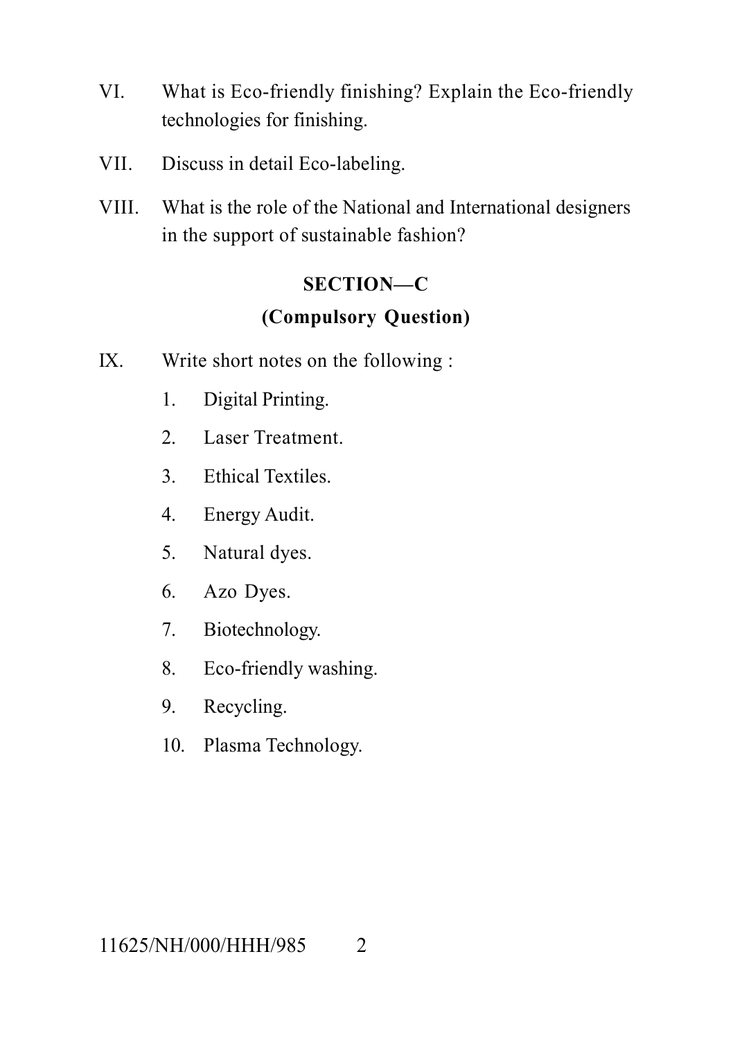VI. What is Eco-friendly finishing? Explain the Eco-friendly technologies for finishing.

VII. Discuss in detail Eco-labeling.

VIII. What is the role of the National and International designers in the support of sustainable fashion?

## SECTION—C

### (Compulsory Question)

IX. Write short notes on the following :

1. Digital Printing.
2. Laser Treatment.
3. Ethical Textiles.
4. Energy Audit.
5. Natural dyes.
6. Azo Dyes.
7. Biotechnology.
8. Eco-friendly washing.
9. Recycling.
10. Plasma Technology.

11625/NH/000/HHH/985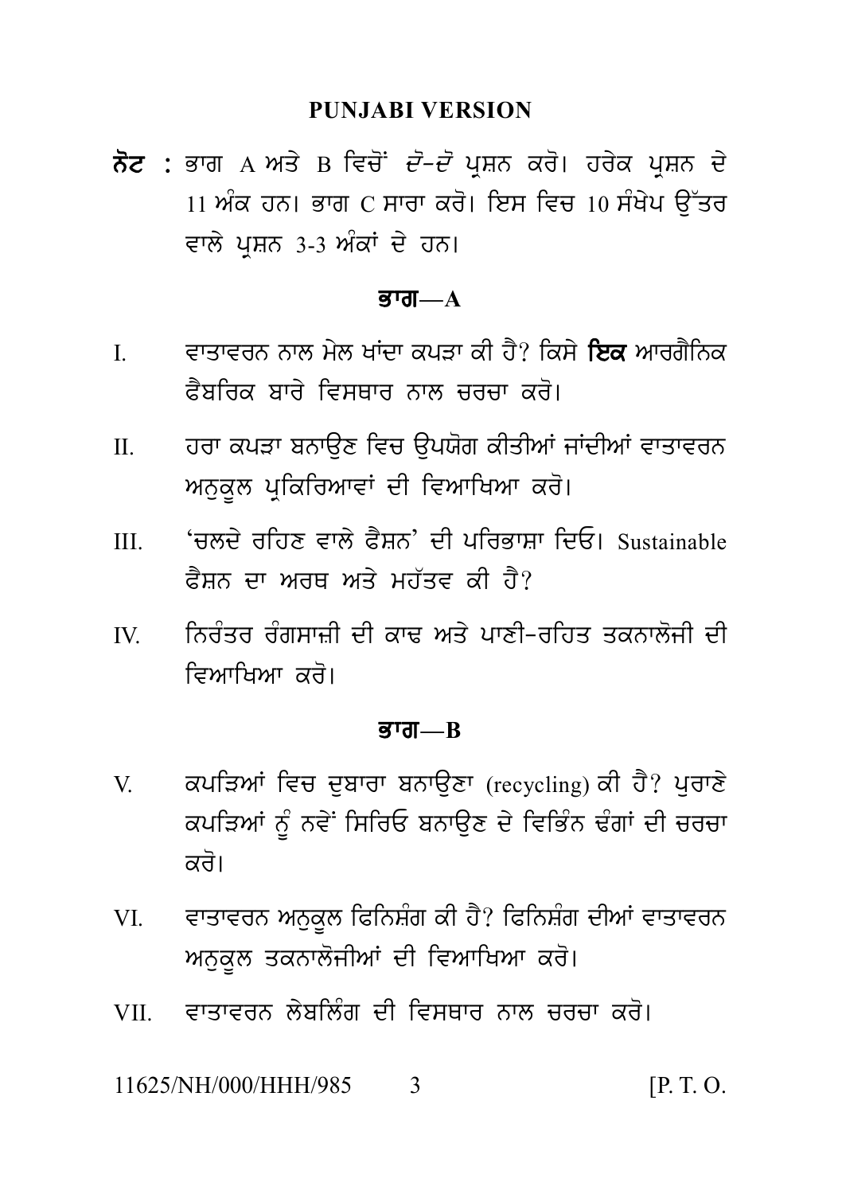## PUNJABI VERSION

**ਨੋਟ :** ਭਾਗ A ਅਤੇ B ਵਿਚੋਂ *ਦੋ-ਦੋ* ਪ੍ਰਸ਼ਨ ਕਰੋ। ਹਰੇਕ ਪ੍ਰਸ਼ਨ ਦੇ 11 ਅੰਕ ਹਨ। ਭਾਗ C ਸਾਰਾ ਕਰੋ। ਇਸ ਵਿਚ 10 ਸੰਖੇਪ ਉੱਤਰ ਵਾਲੇ ਪ੍ਰਸ਼ਨ 3-3 ਅੰਕਾਂ ਦੇ ਹਨ।

### ਭਾਗ—A

I. ਵਾਤਾਵਰਨ ਨਾਲ ਮੇਲ ਖਾਂਦਾ ਕਪੜਾ ਕੀ ਹੈ? ਕਿਸੇ **ਇਕ** ਆਰਗੈਨਿਕ ਫੈਬਰਿਕ ਬਾਰੇ ਵਿਸਥਾਰ ਨਾਲ ਚਰਚਾ ਕਰੋ।

II. ਹਰਾ ਕਪੜਾ ਬਨਾਉਣ ਵਿਚ ਉਪਯੋਗ ਕੀਤੀਆਂ ਜਾਂਦੀਆਂ ਵਾਤਾਵਰਨ ਅਨੁਕੂਲ ਪ੍ਰਕਿਰਿਆਵਾਂ ਦੀ ਵਿਆਖਿਆ ਕਰੋ।

III. 'ਚਲਦੇ ਰਹਿਣ ਵਾਲੇ ਫੈਸ਼ਨ' ਦੀ ਪਰਿਭਾਸ਼ਾ ਦਿਓ। Sustainable ਫੈਸ਼ਨ ਦਾ ਅਰਥ ਅਤੇ ਮਹੱਤਵ ਕੀ ਹੈ?

IV. ਨਿਰੰਤਰ ਰੰਗਸਾਜ਼ੀ ਦੀ ਕਾਢ ਅਤੇ ਪਾਣੀ-ਰਹਿਤ ਤਕਨਾਲੋਜੀ ਦੀ ਵਿਆਖਿਆ ਕਰੋ।

### ਭਾਗ—B

V. ਕਪੜਿਆਂ ਵਿਚ ਦੁਬਾਰਾ ਬਨਾਉਣਾ (recycling) ਕੀ ਹੈ? ਪੁਰਾਣੇ ਕਪੜਿਆਂ ਨੂੰ ਨਵੇਂ ਸਿਰਿਓਂ ਬਨਾਉਣ ਦੇ ਵਿਭਿੰਨ ਢੰਗਾਂ ਦੀ ਚਰਚਾ ਕਰੋ।

VI. ਵਾਤਾਵਰਨ ਅਨੁਕੂਲ ਫਿਨਿਸ਼ੰਗ ਕੀ ਹੈ? ਫਿਨਿਸ਼ੰਗ ਦੀਆਂ ਵਾਤਾਵਰਨ ਅਨੁਕੂਲ ਤਕਨਾਲੋਜੀਆਂ ਦੀ ਵਿਆਖਿਆ ਕਰੋ।

VII. ਵਾਤਾਵਰਨ ਲੇਬਲਿੰਗ ਦੀ ਵਿਸਥਾਰ ਨਾਲ ਚਰਚਾ ਕਰੋ।

11625/NH/000/HHH/985 [P. T. O.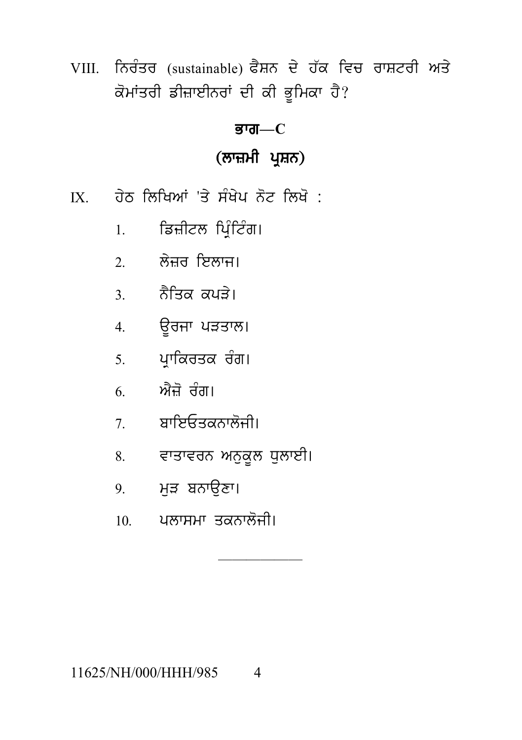VIII. ਨਿਰੰਤਰ (sustainable) ਫੈਸ਼ਨ ਦੇ ਹੱਕ ਵਿਚ ਰਾਸ਼ਟਰੀ ਅਤੇ ਕੌਮਾਂਤਰੀ ਡੀਜ਼ਾਈਨਰਾਂ ਦੀ ਕੀ ਭੂਮਿਕਾ ਹੈ?

## ਭਾਗ—C

## (ਲਾਜ਼ਮੀ ਪ੍ਰਸ਼ਨ)

IX. ਹੇਠ ਲਿਖਿਆਂ 'ਤੇ ਸੰਖੇਪ ਨੋਟ ਲਿਖੋ :

1. ਡਿਜ਼ੀਟਲ ਪ੍ਰਿੰਟਿੰਗ।
2. ਲੇਜ਼ਰ ਇਲਾਜ।
3. ਨੈਤਿਕ ਕਪੜੇ।
4. ਊਰਜਾ ਪੜਤਾਲ।
5. ਪ੍ਰਾਕਿਰਤਕ ਰੰਗ।
6. ਐਜ਼ੋ ਰੰਗ।
7. ਬਾਇਓਤਕਨਾਲੋਜੀ।
8. ਵਾਤਾਵਰਨ ਅਨੁਕੂਲ ਧੁਲਾਈ।
9. ਮੁੜ ਬਨਾਉਣਾ।
10. ਪਲਾਸਮਾ ਤਕਨਾਲੋਜੀ।

---

11625/NH/000/HHH/985